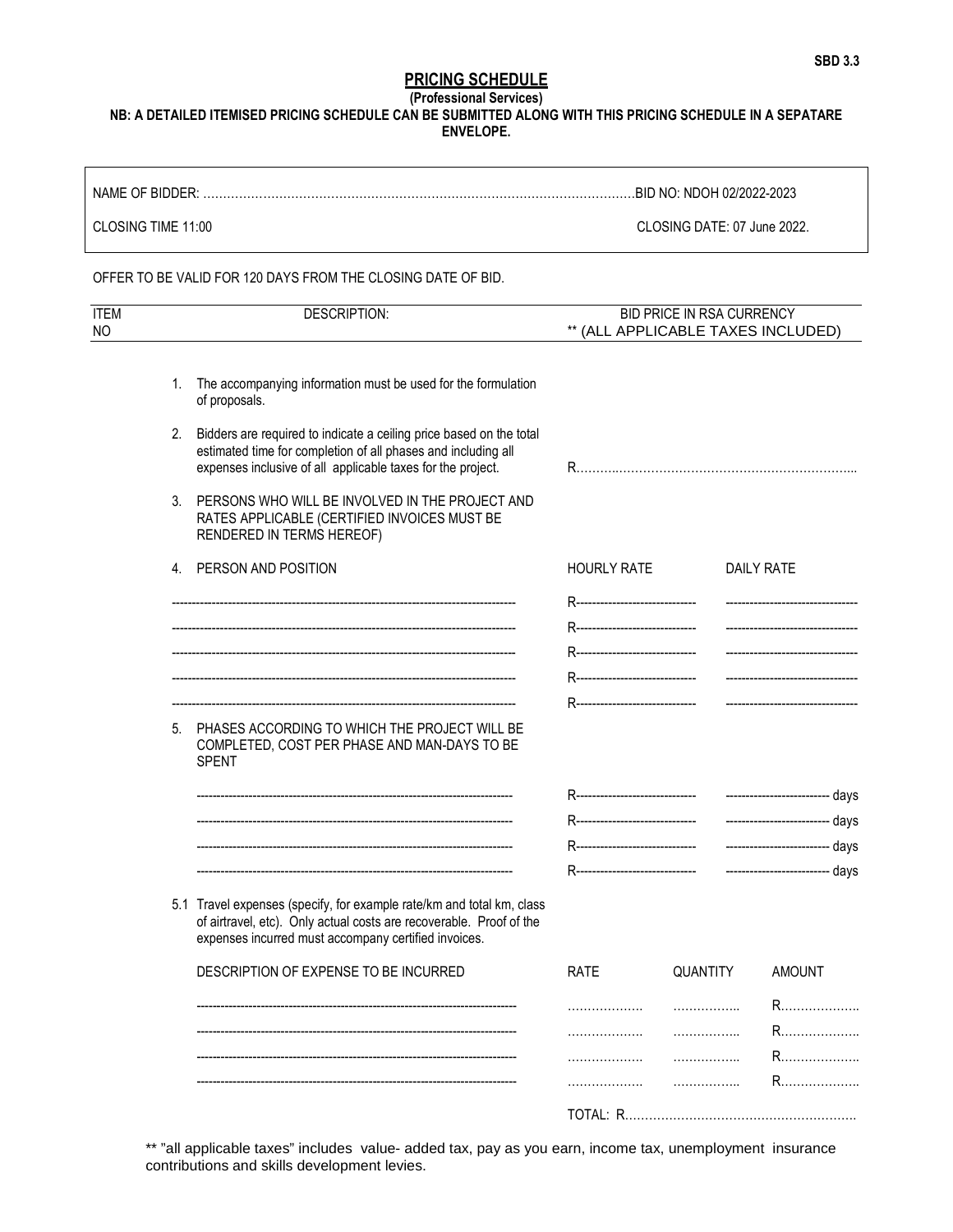SBD 3.3

# PRICING SCHEDULE

**(Professional Services)**

**NB: A DETAILED ITEMISED PRICING SCHEDULE CAN BE SUBMITTED ALONG WITH THIS PRICING SCHEDULE IN A SEPATARE ENVELOPE.**

| | |
|---|---|
| NAME OF BIDDER: ………………………………………………………………………………………… | BID NO: NDOH 02/2022-2023 |
| CLOSING TIME 11:00 | CLOSING DATE: 07 June 2022. |

OFFER TO BE VALID FOR 120 DAYS FROM THE CLOSING DATE OF BID.

| ITEM NO | DESCRIPTION: | BID PRICE IN RSA CURRENCY ** (ALL APPLICABLE TAXES INCLUDED) |
|---|---|---|

1. The accompanying information must be used for the formulation of proposals.

2. Bidders are required to indicate a ceiling price based on the total estimated time for completion of all phases and including all expenses inclusive of all applicable taxes for the project. R……………………………………………………………

3. PERSONS WHO WILL BE INVOLVED IN THE PROJECT AND RATES APPLICABLE (CERTIFIED INVOICES MUST BE RENDERED IN TERMS HEREOF)

4. PERSON AND POSITION

| PERSON AND POSITION | HOURLY RATE | DAILY RATE |
|---|---|---|
| ------------------------------------------ | R------------------------------ | -------------------------------- |
| ------------------------------------------ | R------------------------------ | -------------------------------- |
| ------------------------------------------ | R------------------------------ | -------------------------------- |
| ------------------------------------------ | R------------------------------ | -------------------------------- |
| ------------------------------------------ | R------------------------------ | -------------------------------- |

5. PHASES ACCORDING TO WHICH THE PROJECT WILL BE COMPLETED, COST PER PHASE AND MAN-DAYS TO BE SPENT

| | | |
|---|---|---|
| ------------------------------------------ | R------------------------------ | -------------------------- days |
| ------------------------------------------ | R------------------------------ | -------------------------- days |
| ------------------------------------------ | R------------------------------ | -------------------------- days |
| ------------------------------------------ | R------------------------------ | -------------------------- days |

5.1 Travel expenses (specify, for example rate/km and total km, class of airtravel, etc). Only actual costs are recoverable. Proof of the expenses incurred must accompany certified invoices.

| DESCRIPTION OF EXPENSE TO BE INCURRED | RATE | QUANTITY | AMOUNT |
|---|---|---|---|
| ------------------------------------------ | ………………. | …………….. | R……………….. |
| ------------------------------------------ | ………………. | …………….. | R……………….. |
| ------------------------------------------ | ………………. | …………….. | R……………….. |
| ------------------------------------------ | ………………. | …………….. | R……………….. |

TOTAL: R…………………………………………………

** "all applicable taxes" includes value- added tax, pay as you earn, income tax, unemployment insurance contributions and skills development levies.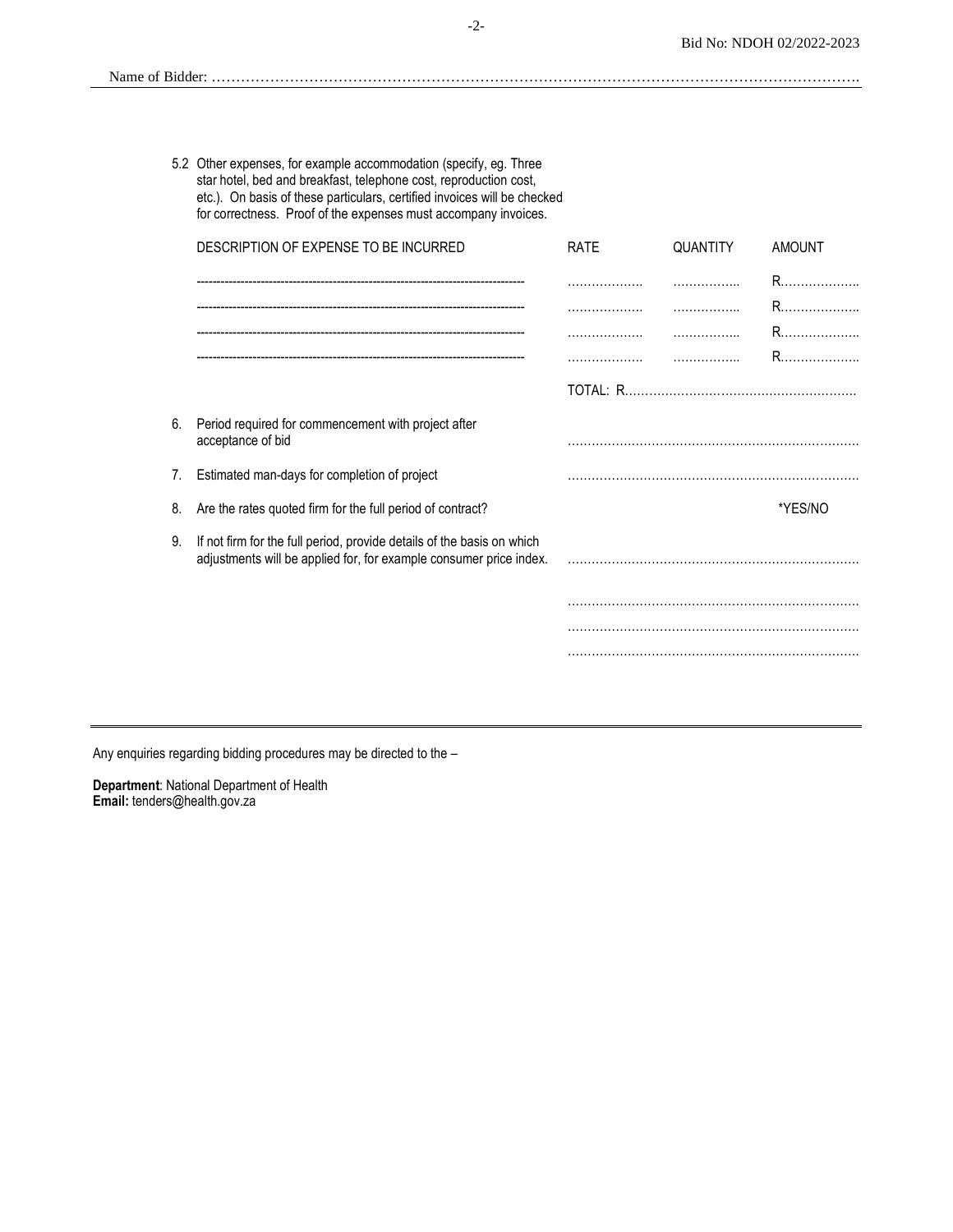Bid No: NDOH 02/2022-2023

Name of Bidder: …………………………………………………………………………………………………………………….

5.2 Other expenses, for example accommodation (specify, eg. Three star hotel, bed and breakfast, telephone cost, reproduction cost, etc.). On basis of these particulars, certified invoices will be checked for correctness. Proof of the expenses must accompany invoices.

| DESCRIPTION OF EXPENSE TO BE INCURRED | RATE | QUANTITY | AMOUNT |
|---|---|---|---|
| -------------------------------------------------------------------------------- | ………………. | …………….. | R……………….. |
| -------------------------------------------------------------------------------- | ………………. | …………….. | R……………….. |
| -------------------------------------------------------------------------------- | ………………. | …………….. | R……………….. |
| -------------------------------------------------------------------------------- | ………………. | …………….. | R……………….. |

TOTAL: R…………………………………………………

6. Period required for commencement with project after acceptance of bid …………………………………………………………………

7. Estimated man-days for completion of project …………………………………………………………………

8. Are the rates quoted firm for the full period of contract? *YES/NO

9. If not firm for the full period, provide details of the basis on which adjustments will be applied for, for example consumer price index. …………………………………………………………………

…………………………………………………………………

…………………………………………………………………

…………………………………………………………………

---

Any enquiries regarding bidding procedures may be directed to the –

**Department**: National Department of Health
**Email:** tenders@health.gov.za